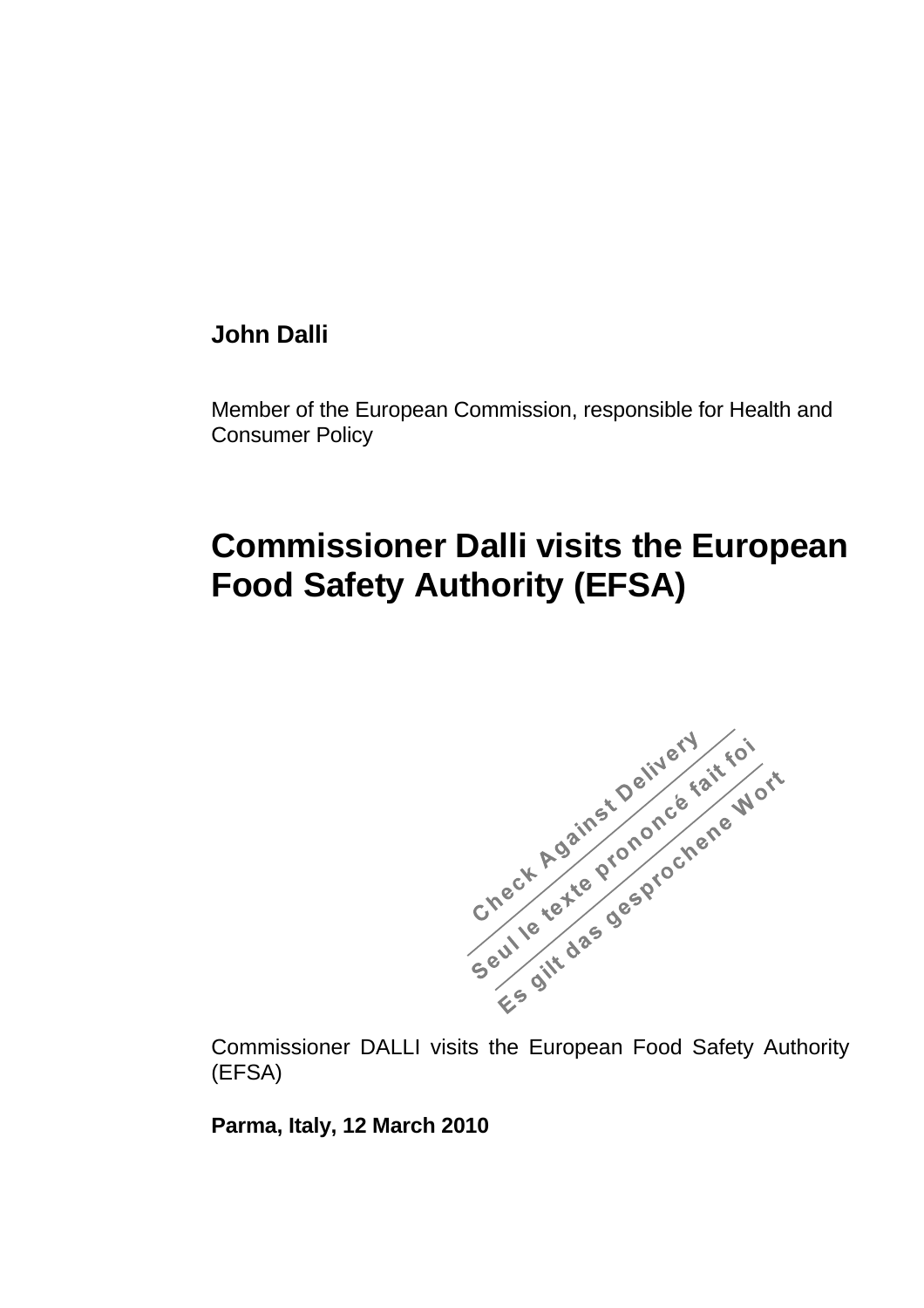**John Dalli**

Member of the European Commission, responsible for Health and Consumer Policy

# Commissioner Dalli visits the European Food Safety Authority (EFSA)

Check Against Delivery
Seul le texte prononcé fait foi
Es gilt das gesprochene Wort

Commissioner DALLI visits the European Food Safety Authority (EFSA)

**Parma, Italy, 12 March 2010**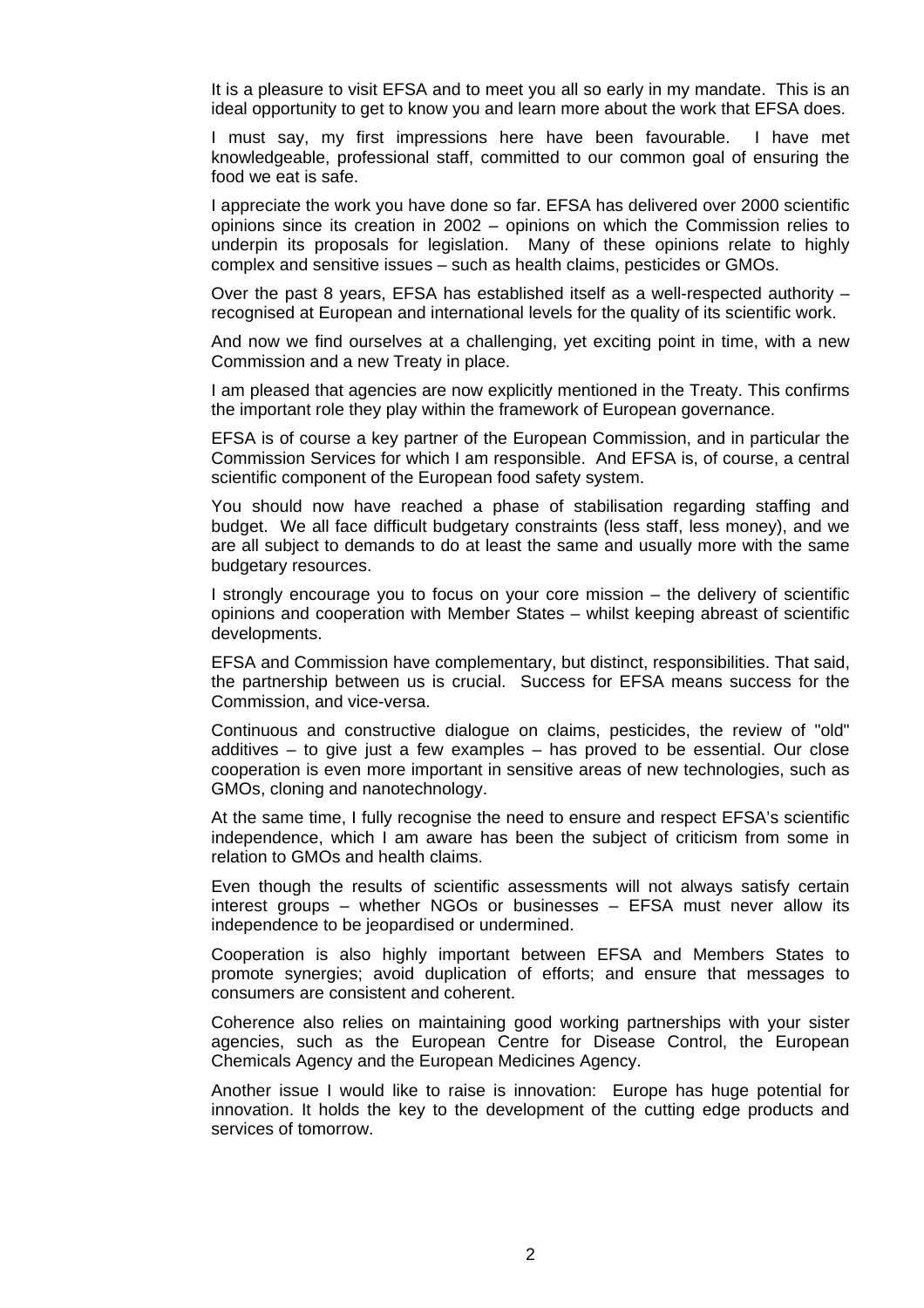It is a pleasure to visit EFSA and to meet you all so early in my mandate. This is an ideal opportunity to get to know you and learn more about the work that EFSA does.

I must say, my first impressions here have been favourable. I have met knowledgeable, professional staff, committed to our common goal of ensuring the food we eat is safe.

I appreciate the work you have done so far. EFSA has delivered over 2000 scientific opinions since its creation in 2002 – opinions on which the Commission relies to underpin its proposals for legislation. Many of these opinions relate to highly complex and sensitive issues – such as health claims, pesticides or GMOs.

Over the past 8 years, EFSA has established itself as a well-respected authority – recognised at European and international levels for the quality of its scientific work.

And now we find ourselves at a challenging, yet exciting point in time, with a new Commission and a new Treaty in place.

I am pleased that agencies are now explicitly mentioned in the Treaty. This confirms the important role they play within the framework of European governance.

EFSA is of course a key partner of the European Commission, and in particular the Commission Services for which I am responsible. And EFSA is, of course, a central scientific component of the European food safety system.

You should now have reached a phase of stabilisation regarding staffing and budget. We all face difficult budgetary constraints (less staff, less money), and we are all subject to demands to do at least the same and usually more with the same budgetary resources.

I strongly encourage you to focus on your core mission – the delivery of scientific opinions and cooperation with Member States – whilst keeping abreast of scientific developments.

EFSA and Commission have complementary, but distinct, responsibilities. That said, the partnership between us is crucial. Success for EFSA means success for the Commission, and vice-versa.

Continuous and constructive dialogue on claims, pesticides, the review of "old" additives – to give just a few examples – has proved to be essential. Our close cooperation is even more important in sensitive areas of new technologies, such as GMOs, cloning and nanotechnology.

At the same time, I fully recognise the need to ensure and respect EFSA's scientific independence, which I am aware has been the subject of criticism from some in relation to GMOs and health claims.

Even though the results of scientific assessments will not always satisfy certain interest groups – whether NGOs or businesses – EFSA must never allow its independence to be jeopardised or undermined.

Cooperation is also highly important between EFSA and Members States to promote synergies; avoid duplication of efforts; and ensure that messages to consumers are consistent and coherent.

Coherence also relies on maintaining good working partnerships with your sister agencies, such as the European Centre for Disease Control, the European Chemicals Agency and the European Medicines Agency.

Another issue I would like to raise is innovation: Europe has huge potential for innovation. It holds the key to the development of the cutting edge products and services of tomorrow.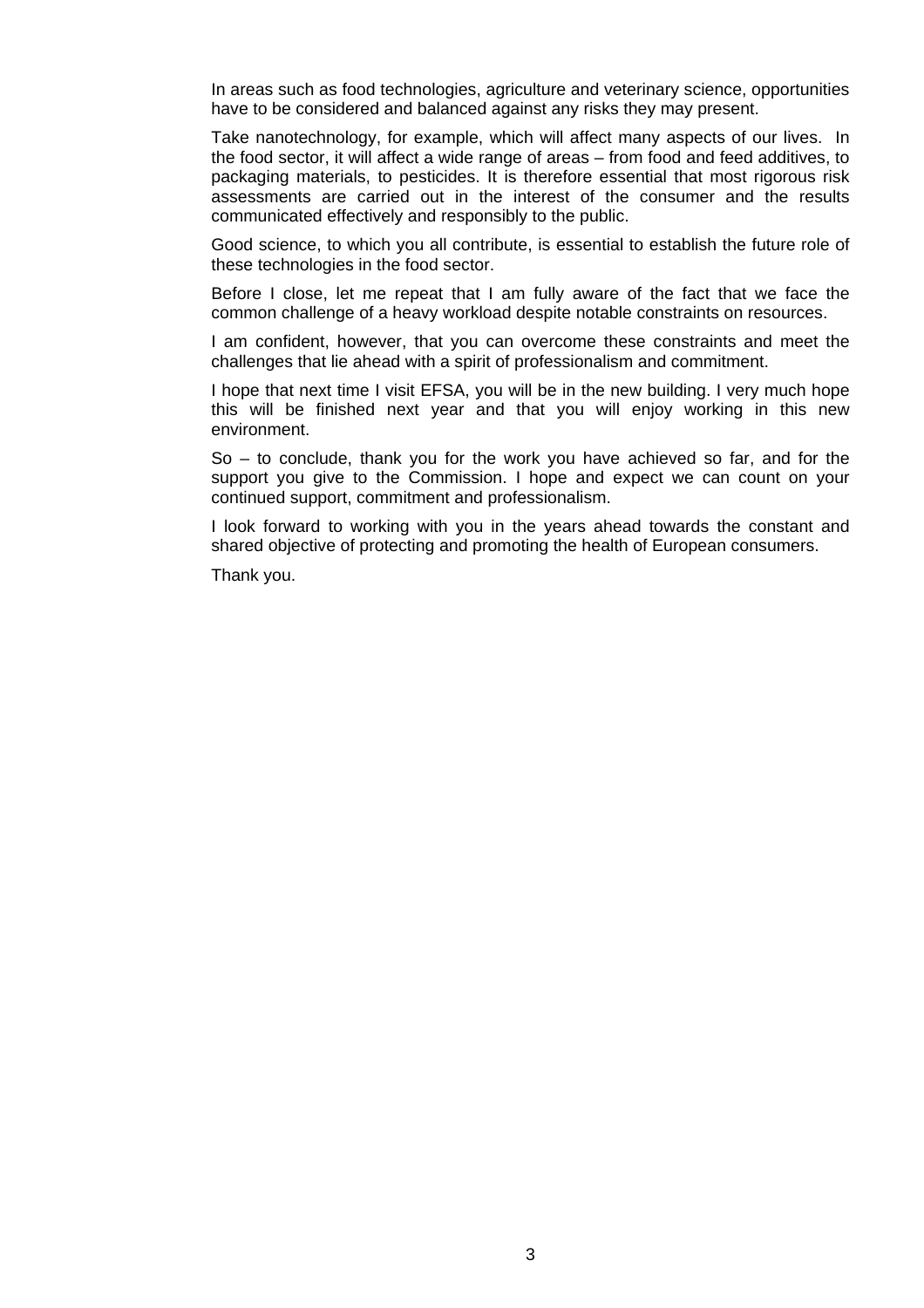In areas such as food technologies, agriculture and veterinary science, opportunities have to be considered and balanced against any risks they may present.

Take nanotechnology, for example, which will affect many aspects of our lives. In the food sector, it will affect a wide range of areas – from food and feed additives, to packaging materials, to pesticides. It is therefore essential that most rigorous risk assessments are carried out in the interest of the consumer and the results communicated effectively and responsibly to the public.

Good science, to which you all contribute, is essential to establish the future role of these technologies in the food sector.

Before I close, let me repeat that I am fully aware of the fact that we face the common challenge of a heavy workload despite notable constraints on resources.

I am confident, however, that you can overcome these constraints and meet the challenges that lie ahead with a spirit of professionalism and commitment.

I hope that next time I visit EFSA, you will be in the new building. I very much hope this will be finished next year and that you will enjoy working in this new environment.

So – to conclude, thank you for the work you have achieved so far, and for the support you give to the Commission. I hope and expect we can count on your continued support, commitment and professionalism.

I look forward to working with you in the years ahead towards the constant and shared objective of protecting and promoting the health of European consumers.

Thank you.